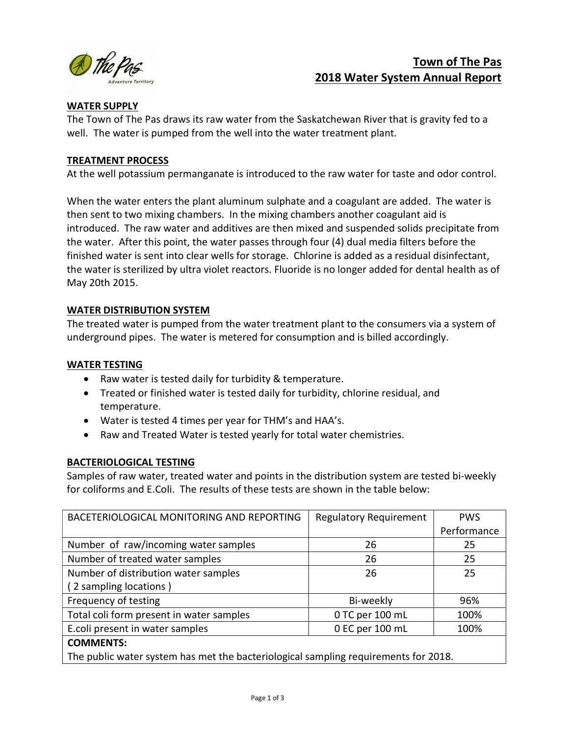# Town of The Pas
# 2018 Water System Annual Report

## WATER SUPPLY

The Town of The Pas draws its raw water from the Saskatchewan River that is gravity fed to a well. The water is pumped from the well into the water treatment plant.

## TREATMENT PROCESS

At the well potassium permanganate is introduced to the raw water for taste and odor control.

When the water enters the plant aluminum sulphate and a coagulant are added. The water is then sent to two mixing chambers. In the mixing chambers another coagulant aid is introduced. The raw water and additives are then mixed and suspended solids precipitate from the water. After this point, the water passes through four (4) dual media filters before the finished water is sent into clear wells for storage. Chlorine is added as a residual disinfectant, the water is sterilized by ultra violet reactors. Fluoride is no longer added for dental health as of May 20th 2015.

## WATER DISTRIBUTION SYSTEM

The treated water is pumped from the water treatment plant to the consumers via a system of underground pipes. The water is metered for consumption and is billed accordingly.

## WATER TESTING

- Raw water is tested daily for turbidity & temperature.
- Treated or finished water is tested daily for turbidity, chlorine residual, and temperature.
- Water is tested 4 times per year for THM's and HAA's.
- Raw and Treated Water is tested yearly for total water chemistries.

## BACTERIOLOGICAL TESTING

Samples of raw water, treated water and points in the distribution system are tested bi-weekly for coliforms and E.Coli. The results of these tests are shown in the table below:

| BACETERIOLOGICAL MONITORING AND REPORTING | Regulatory Requirement | PWS Performance |
|---|---|---|
| Number of raw/incoming water samples | 26 | 25 |
| Number of treated water samples | 26 | 25 |
| Number of distribution water samples ( 2 sampling locations ) | 26 | 25 |
| Frequency of testing | Bi-weekly | 96% |
| Total coli form present in water samples | 0 TC per 100 mL | 100% |
| E.coli present in water samples | 0 EC per 100 mL | 100% |
| **COMMENTS:** The public water system has met the bacteriological sampling requirements for 2018. | | |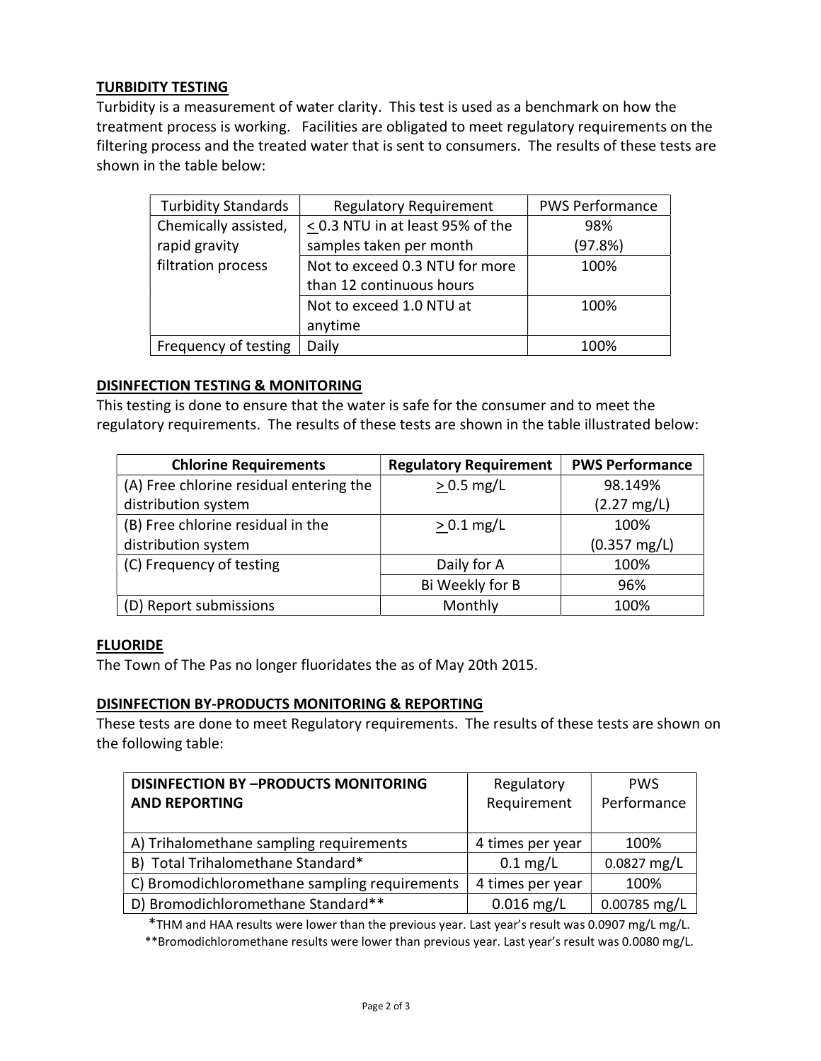## TURBIDITY TESTING

Turbidity is a measurement of water clarity. This test is used as a benchmark on how the treatment process is working. Facilities are obligated to meet regulatory requirements on the filtering process and the treated water that is sent to consumers. The results of these tests are shown in the table below:

| Turbidity Standards | Regulatory Requirement | PWS Performance |
|---|---|---|
| Chemically assisted, rapid gravity filtration process | ≤ 0.3 NTU in at least 95% of the samples taken per month | 98% (97.8%) |
| | Not to exceed 0.3 NTU for more than 12 continuous hours | 100% |
| | Not to exceed 1.0 NTU at anytime | 100% |
| Frequency of testing | Daily | 100% |

## DISINFECTION TESTING & MONITORING

This testing is done to ensure that the water is safe for the consumer and to meet the regulatory requirements. The results of these tests are shown in the table illustrated below:

| Chlorine Requirements | Regulatory Requirement | PWS Performance |
|---|---|---|
| (A) Free chlorine residual entering the distribution system | ≥ 0.5 mg/L | 98.149% (2.27 mg/L) |
| (B) Free chlorine residual in the distribution system | ≥ 0.1 mg/L | 100% (0.357 mg/L) |
| (C) Frequency of testing | Daily for A | 100% |
| | Bi Weekly for B | 96% |
| (D) Report submissions | Monthly | 100% |

## FLUORIDE

The Town of The Pas no longer fluoridates the as of May 20th 2015.

## DISINFECTION BY-PRODUCTS MONITORING & REPORTING

These tests are done to meet Regulatory requirements. The results of these tests are shown on the following table:

| DISINFECTION BY –PRODUCTS MONITORING AND REPORTING | Regulatory Requirement | PWS Performance |
|---|---|---|
| A) Trihalomethane sampling requirements | 4 times per year | 100% |
| B) Total Trihalomethane Standard* | 0.1 mg/L | 0.0827 mg/L |
| C) Bromodichloromethane sampling requirements | 4 times per year | 100% |
| D) Bromodichloromethane Standard** | 0.016 mg/L | 0.00785 mg/L |

*THM and HAA results were lower than the previous year. Last year's result was 0.0907 mg/L mg/L.

**Bromodichloromethane results were lower than previous year. Last year's result was 0.0080 mg/L.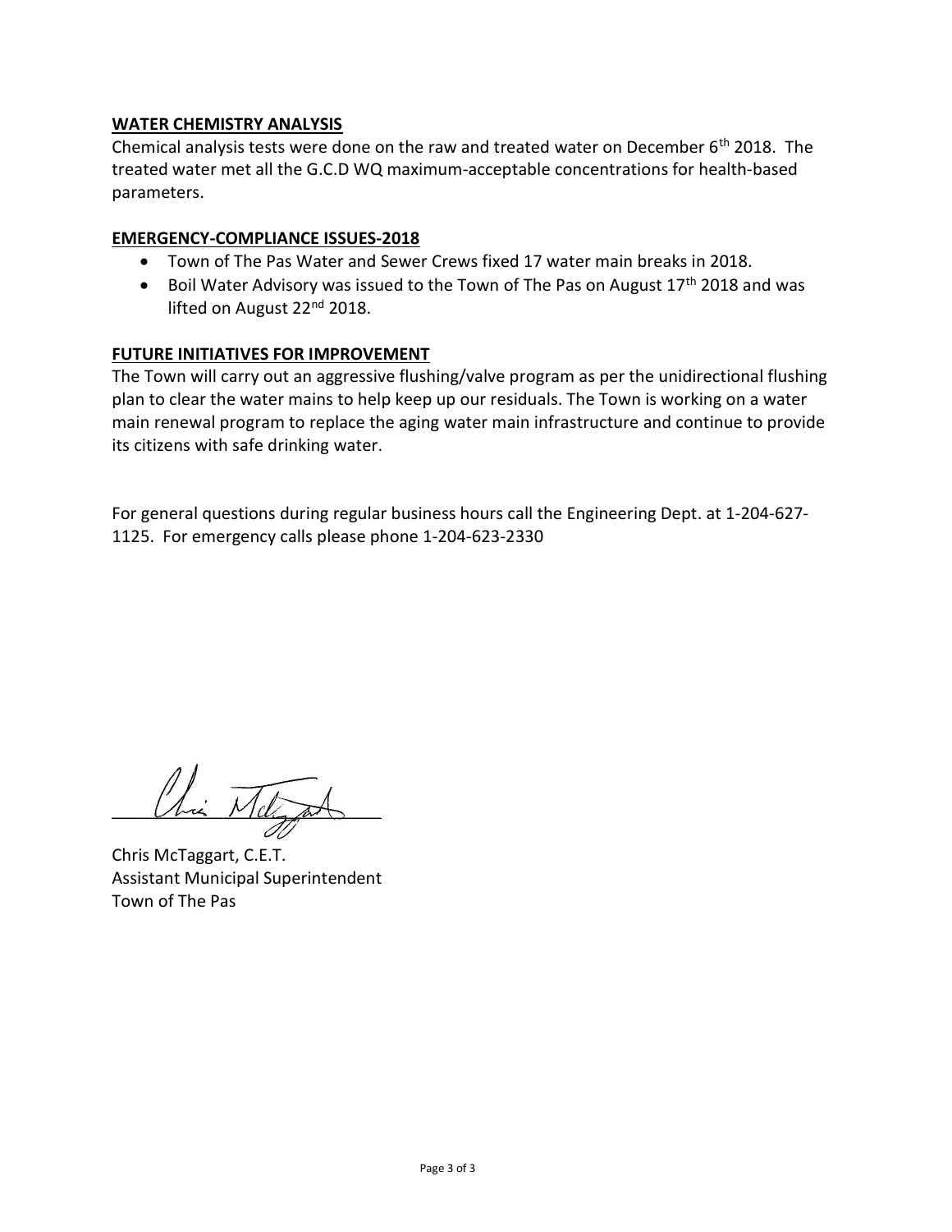## WATER CHEMISTRY ANALYSIS

Chemical analysis tests were done on the raw and treated water on December 6th 2018. The treated water met all the G.C.D WQ maximum-acceptable concentrations for health-based parameters.

## EMERGENCY-COMPLIANCE ISSUES-2018

- Town of The Pas Water and Sewer Crews fixed 17 water main breaks in 2018.
- Boil Water Advisory was issued to the Town of The Pas on August 17th 2018 and was lifted on August 22nd 2018.

## FUTURE INITIATIVES FOR IMPROVEMENT

The Town will carry out an aggressive flushing/valve program as per the unidirectional flushing plan to clear the water mains to help keep up our residuals. The Town is working on a water main renewal program to replace the aging water main infrastructure and continue to provide its citizens with safe drinking water.

For general questions during regular business hours call the Engineering Dept. at 1-204-627-1125. For emergency calls please phone 1-204-623-2330

Chris McTaggart, C.E.T.
Assistant Municipal Superintendent
Town of The Pas